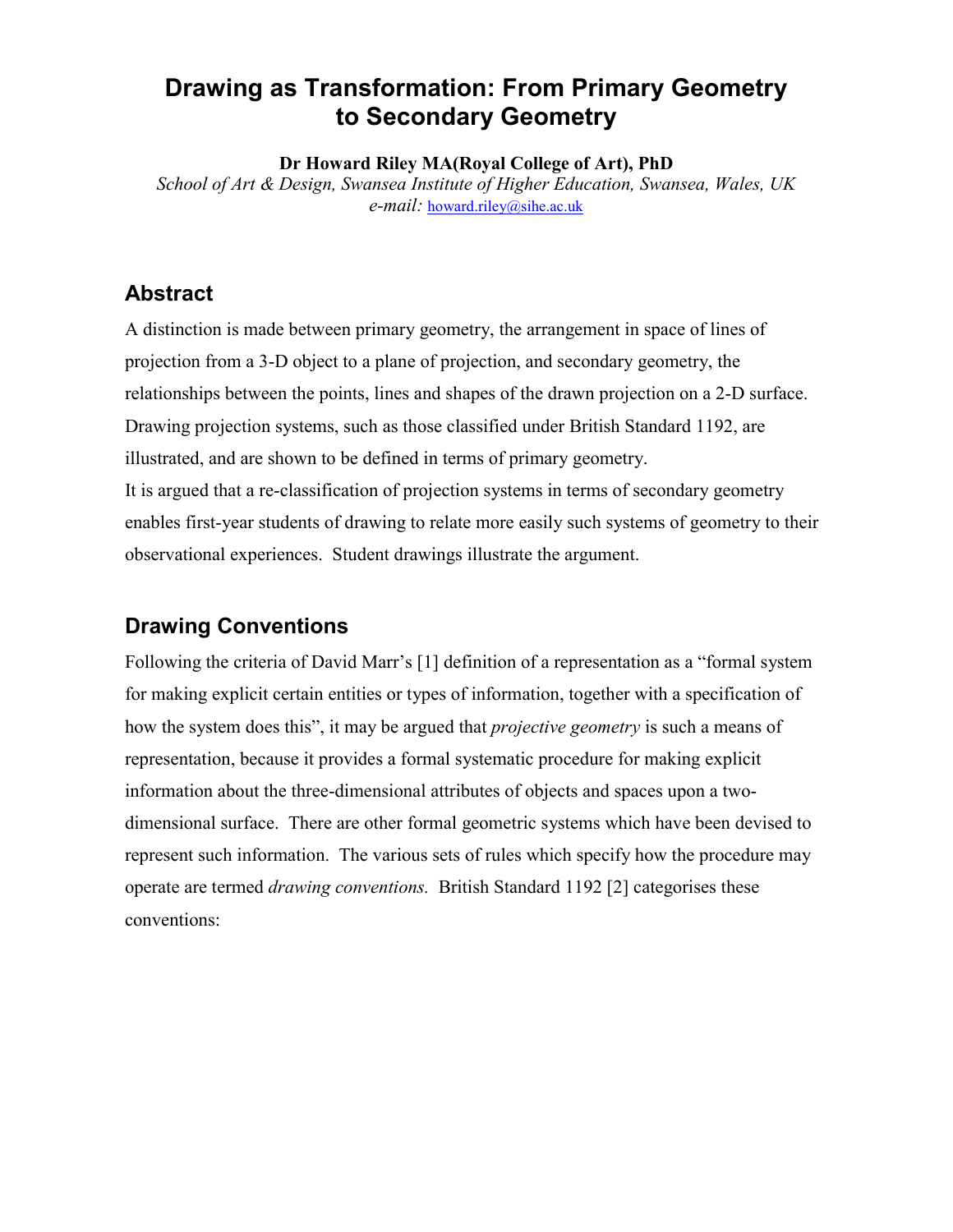# Drawing as Transformation: From Primary Geometry to Secondary Geometry

**Dr Howard Riley MA(Royal College of Art), PhD**

*School of Art & Design, Swansea Institute of Higher Education, Swansea, Wales, UK*

*e-mail:* howard.riley@sihe.ac.uk

## Abstract

A distinction is made between primary geometry, the arrangement in space of lines of projection from a 3-D object to a plane of projection, and secondary geometry, the relationships between the points, lines and shapes of the drawn projection on a 2-D surface. Drawing projection systems, such as those classified under British Standard 1192, are illustrated, and are shown to be defined in terms of primary geometry.

It is argued that a re-classification of projection systems in terms of secondary geometry enables first-year students of drawing to relate more easily such systems of geometry to their observational experiences. Student drawings illustrate the argument.

## Drawing Conventions

Following the criteria of David Marr's [1] definition of a representation as a "formal system for making explicit certain entities or types of information, together with a specification of how the system does this", it may be argued that *projective geometry* is such a means of representation, because it provides a formal systematic procedure for making explicit information about the three-dimensional attributes of objects and spaces upon a two-dimensional surface. There are other formal geometric systems which have been devised to represent such information. The various sets of rules which specify how the procedure may operate are termed *drawing conventions.* British Standard 1192 [2] categorises these conventions: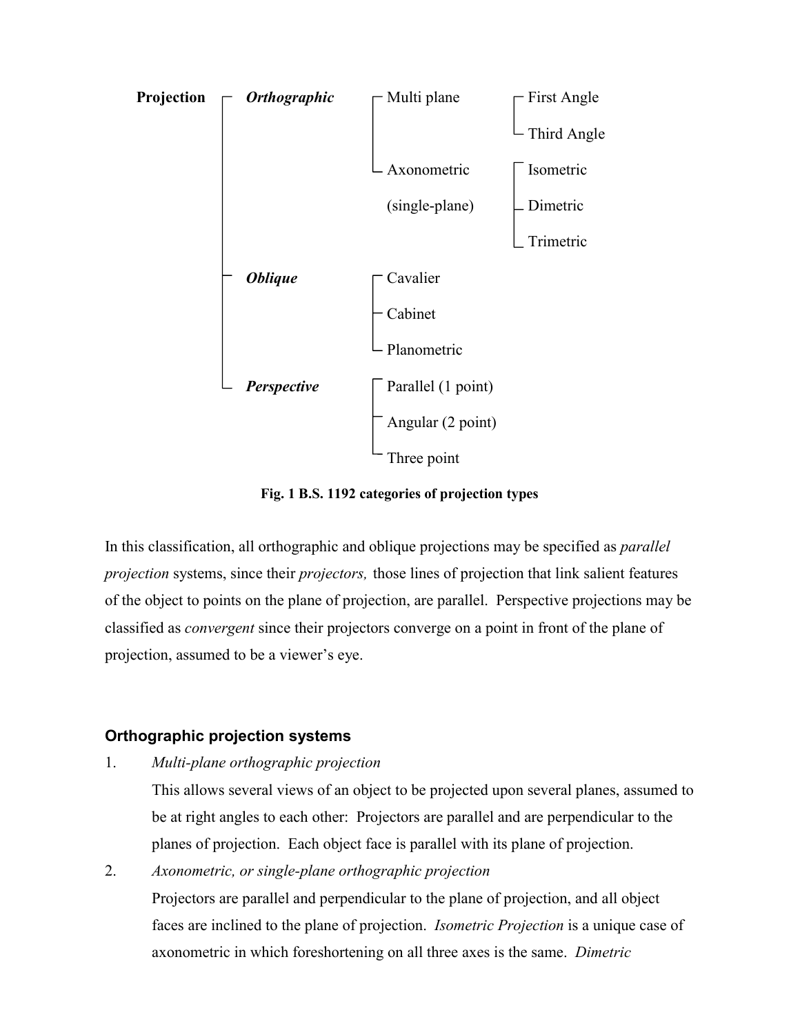- **Projection**
  - ***Orthographic***
    - Multi plane
      - First Angle
      - Third Angle
    - Axonometric (single-plane)
      - Isometric
      - Dimetric
      - Trimetric
  - ***Oblique***
    - Cavalier
    - Cabinet
    - Planometric
  - ***Perspective***
    - Parallel (1 point)
    - Angular (2 point)
    - Three point

**Fig. 1 B.S. 1192 categories of projection types**

In this classification, all orthographic and oblique projections may be specified as *parallel projection* systems, since their *projectors,* those lines of projection that link salient features of the object to points on the plane of projection, are parallel. Perspective projections may be classified as *convergent* since their projectors converge on a point in front of the plane of projection, assumed to be a viewer's eye.

## Orthographic projection systems

1. *Multi-plane orthographic projection*

   This allows several views of an object to be projected upon several planes, assumed to be at right angles to each other: Projectors are parallel and are perpendicular to the planes of projection. Each object face is parallel with its plane of projection.

2. *Axonometric, or single-plane orthographic projection*

   Projectors are parallel and perpendicular to the plane of projection, and all object faces are inclined to the plane of projection. *Isometric Projection* is a unique case of axonometric in which foreshortening on all three axes is the same. *Dimetric*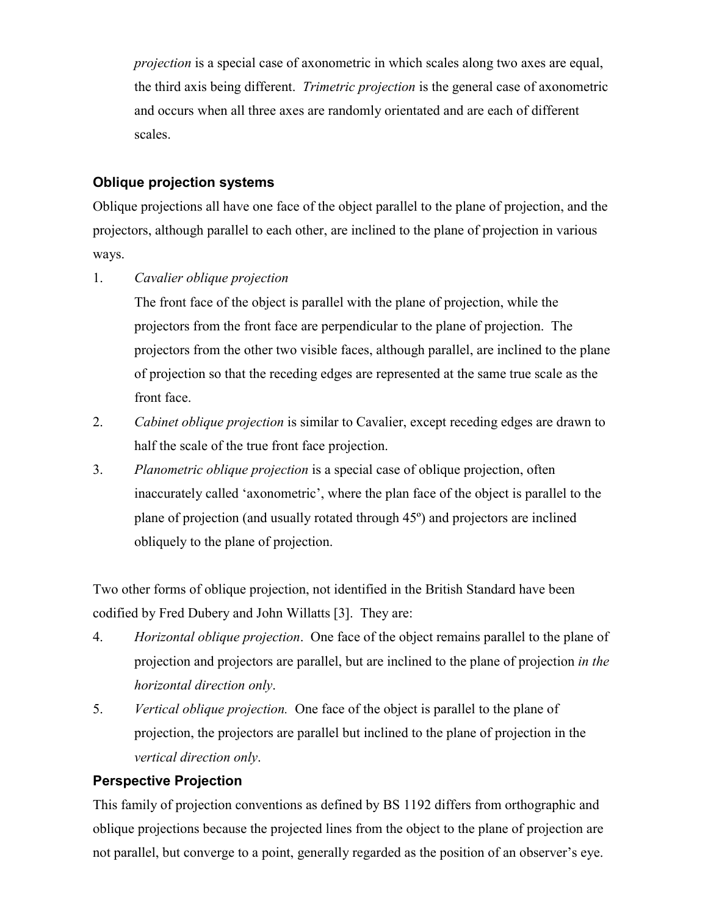*projection* is a special case of axonometric in which scales along two axes are equal, the third axis being different. *Trimetric projection* is the general case of axonometric and occurs when all three axes are randomly orientated and are each of different scales.

### Oblique projection systems

Oblique projections all have one face of the object parallel to the plane of projection, and the projectors, although parallel to each other, are inclined to the plane of projection in various ways.

1. *Cavalier oblique projection*

   The front face of the object is parallel with the plane of projection, while the projectors from the front face are perpendicular to the plane of projection. The projectors from the other two visible faces, although parallel, are inclined to the plane of projection so that the receding edges are represented at the same true scale as the front face.

2. *Cabinet oblique projection* is similar to Cavalier, except receding edges are drawn to half the scale of the true front face projection.

3. *Planometric oblique projection* is a special case of oblique projection, often inaccurately called 'axonometric', where the plan face of the object is parallel to the plane of projection (and usually rotated through 45º) and projectors are inclined obliquely to the plane of projection.

Two other forms of oblique projection, not identified in the British Standard have been codified by Fred Dubery and John Willatts [3]. They are:

4. *Horizontal oblique projection*. One face of the object remains parallel to the plane of projection and projectors are parallel, but are inclined to the plane of projection *in the horizontal direction only*.

5. *Vertical oblique projection.* One face of the object is parallel to the plane of projection, the projectors are parallel but inclined to the plane of projection in the *vertical direction only*.

### Perspective Projection

This family of projection conventions as defined by BS 1192 differs from orthographic and oblique projections because the projected lines from the object to the plane of projection are not parallel, but converge to a point, generally regarded as the position of an observer's eye.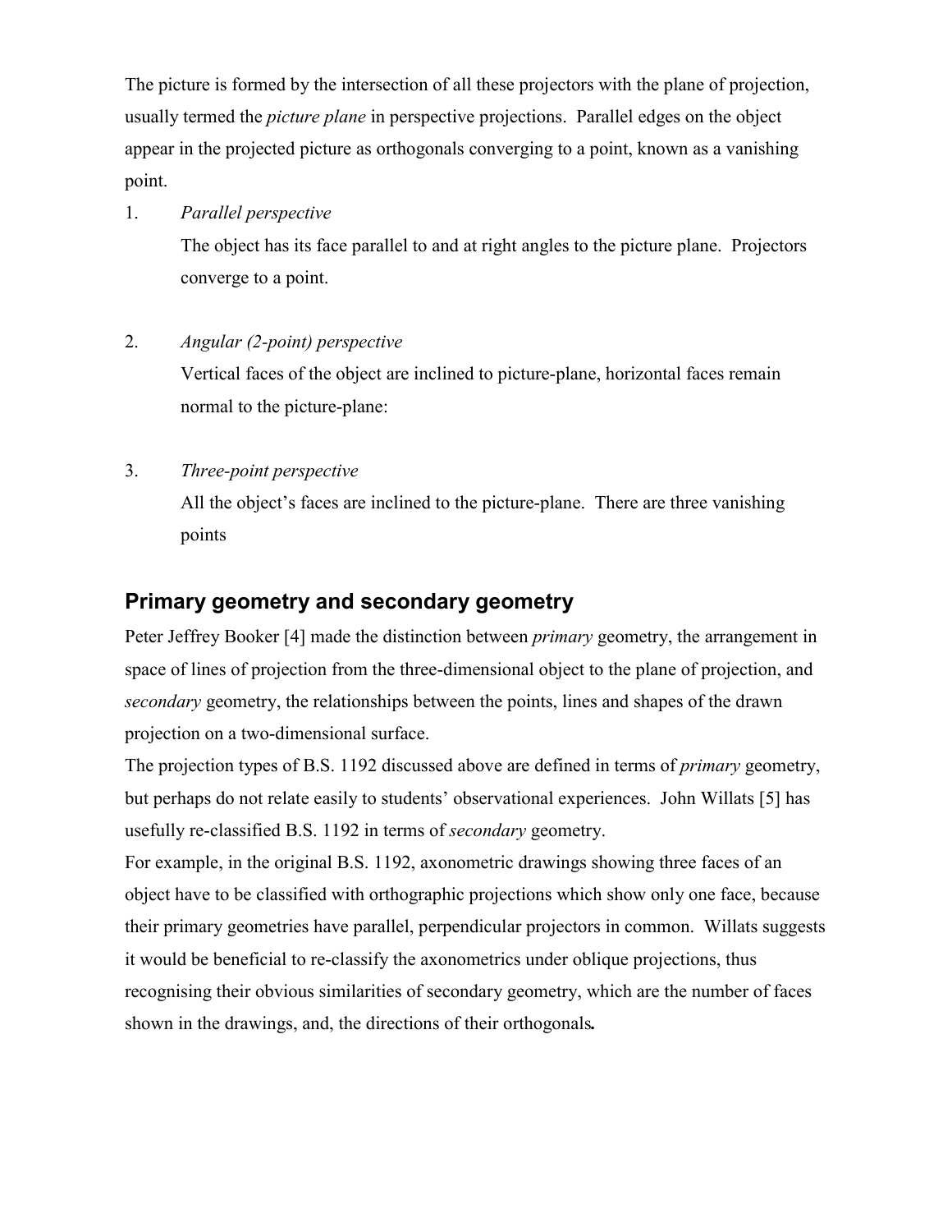The picture is formed by the intersection of all these projectors with the plane of projection, usually termed the *picture plane* in perspective projections. Parallel edges on the object appear in the projected picture as orthogonals converging to a point, known as a vanishing point.

1. *Parallel perspective*

   The object has its face parallel to and at right angles to the picture plane. Projectors converge to a point.

2. *Angular (2-point) perspective*

   Vertical faces of the object are inclined to picture-plane, horizontal faces remain normal to the picture-plane:

3. *Three-point perspective*

   All the object's faces are inclined to the picture-plane. There are three vanishing points

## Primary geometry and secondary geometry

Peter Jeffrey Booker [4] made the distinction between *primary* geometry, the arrangement in space of lines of projection from the three-dimensional object to the plane of projection, and *secondary* geometry, the relationships between the points, lines and shapes of the drawn projection on a two-dimensional surface.

The projection types of B.S. 1192 discussed above are defined in terms of *primary* geometry, but perhaps do not relate easily to students' observational experiences. John Willats [5] has usefully re-classified B.S. 1192 in terms of *secondary* geometry.

For example, in the original B.S. 1192, axonometric drawings showing three faces of an object have to be classified with orthographic projections which show only one face, because their primary geometries have parallel, perpendicular projectors in common. Willats suggests it would be beneficial to re-classify the axonometrics under oblique projections, thus recognising their obvious similarities of secondary geometry, which are the number of faces shown in the drawings, and, the directions of their orthogonals.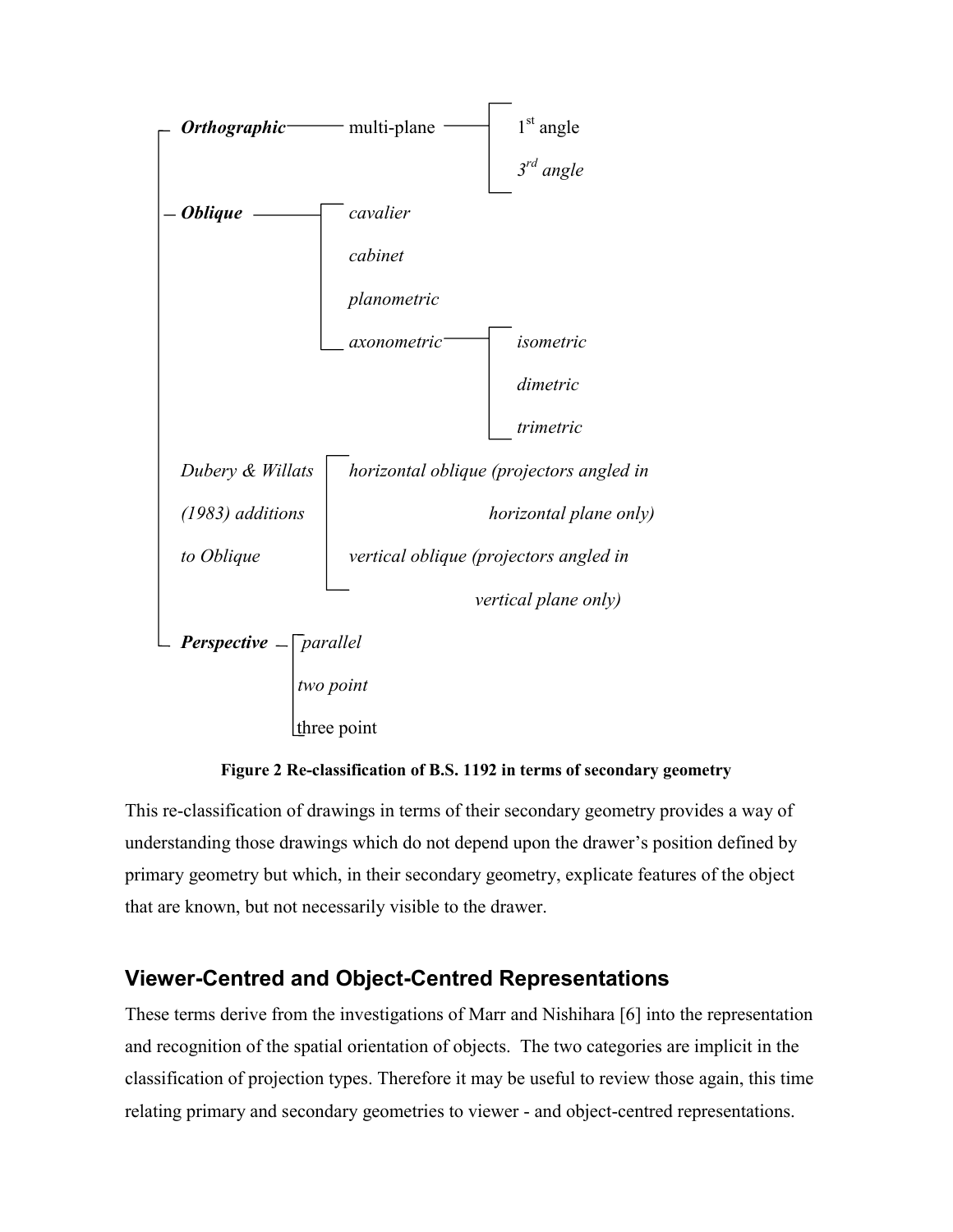- ***Orthographic*** — multi-plane
  - 1st angle
  - *3rd angle*
- ***Oblique***
  - *cavalier*
  - *cabinet*
  - *planometric*
  - *axonometric*
    - *isometric*
    - *dimetric*
    - *trimetric*
- *Dubery & Willats (1983) additions to Oblique*
  - *horizontal oblique (projectors angled in horizontal plane only)*
  - *vertical oblique (projectors angled in vertical plane only)*
- ***Perspective***
  - *parallel*
  - *two point*
  - three point

**Figure 2 Re-classification of B.S. 1192 in terms of secondary geometry**

This re-classification of drawings in terms of their secondary geometry provides a way of understanding those drawings which do not depend upon the drawer's position defined by primary geometry but which, in their secondary geometry, explicate features of the object that are known, but not necessarily visible to the drawer.

## Viewer-Centred and Object-Centred Representations

These terms derive from the investigations of Marr and Nishihara [6] into the representation and recognition of the spatial orientation of objects. The two categories are implicit in the classification of projection types. Therefore it may be useful to review those again, this time relating primary and secondary geometries to viewer - and object-centred representations.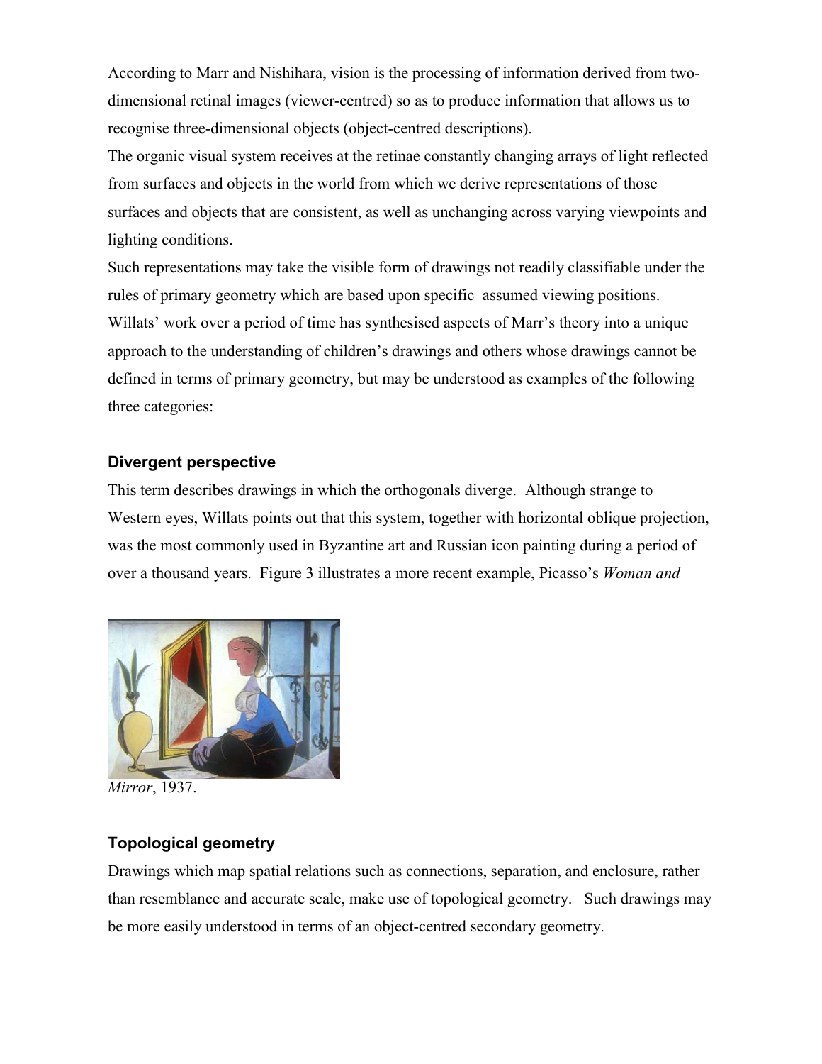According to Marr and Nishihara, vision is the processing of information derived from two-dimensional retinal images (viewer-centred) so as to produce information that allows us to recognise three-dimensional objects (object-centred descriptions).

The organic visual system receives at the retinae constantly changing arrays of light reflected from surfaces and objects in the world from which we derive representations of those surfaces and objects that are consistent, as well as unchanging across varying viewpoints and lighting conditions.

Such representations may take the visible form of drawings not readily classifiable under the rules of primary geometry which are based upon specific assumed viewing positions. Willats' work over a period of time has synthesised aspects of Marr's theory into a unique approach to the understanding of children's drawings and others whose drawings cannot be defined in terms of primary geometry, but may be understood as examples of the following three categories:

### Divergent perspective

This term describes drawings in which the orthogonals diverge. Although strange to Western eyes, Willats points out that this system, together with horizontal oblique projection, was the most commonly used in Byzantine art and Russian icon painting during a period of over a thousand years. Figure 3 illustrates a more recent example, Picasso's *Woman and*

*Mirror*, 1937.

### Topological geometry

Drawings which map spatial relations such as connections, separation, and enclosure, rather than resemblance and accurate scale, make use of topological geometry. Such drawings may be more easily understood in terms of an object-centred secondary geometry.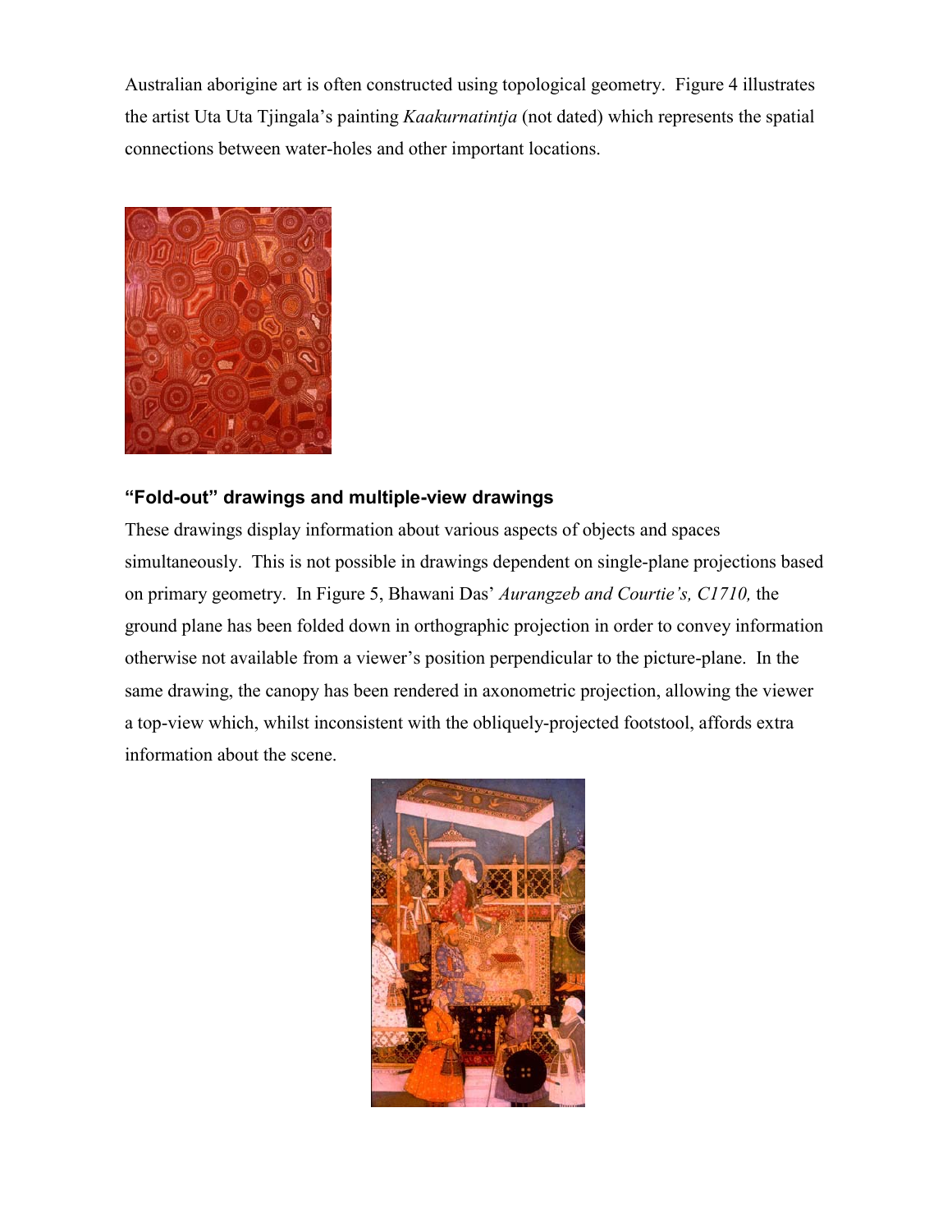Australian aborigine art is often constructed using topological geometry. Figure 4 illustrates the artist Uta Uta Tjingala's painting *Kaakurnatintja* (not dated) which represents the spatial connections between water-holes and other important locations.

## "Fold-out" drawings and multiple-view drawings

These drawings display information about various aspects of objects and spaces simultaneously. This is not possible in drawings dependent on single-plane projections based on primary geometry. In Figure 5, Bhawani Das' *Aurangzeb and Courtie's, C1710,* the ground plane has been folded down in orthographic projection in order to convey information otherwise not available from a viewer's position perpendicular to the picture-plane. In the same drawing, the canopy has been rendered in axonometric projection, allowing the viewer a top-view which, whilst inconsistent with the obliquely-projected footstool, affords extra information about the scene.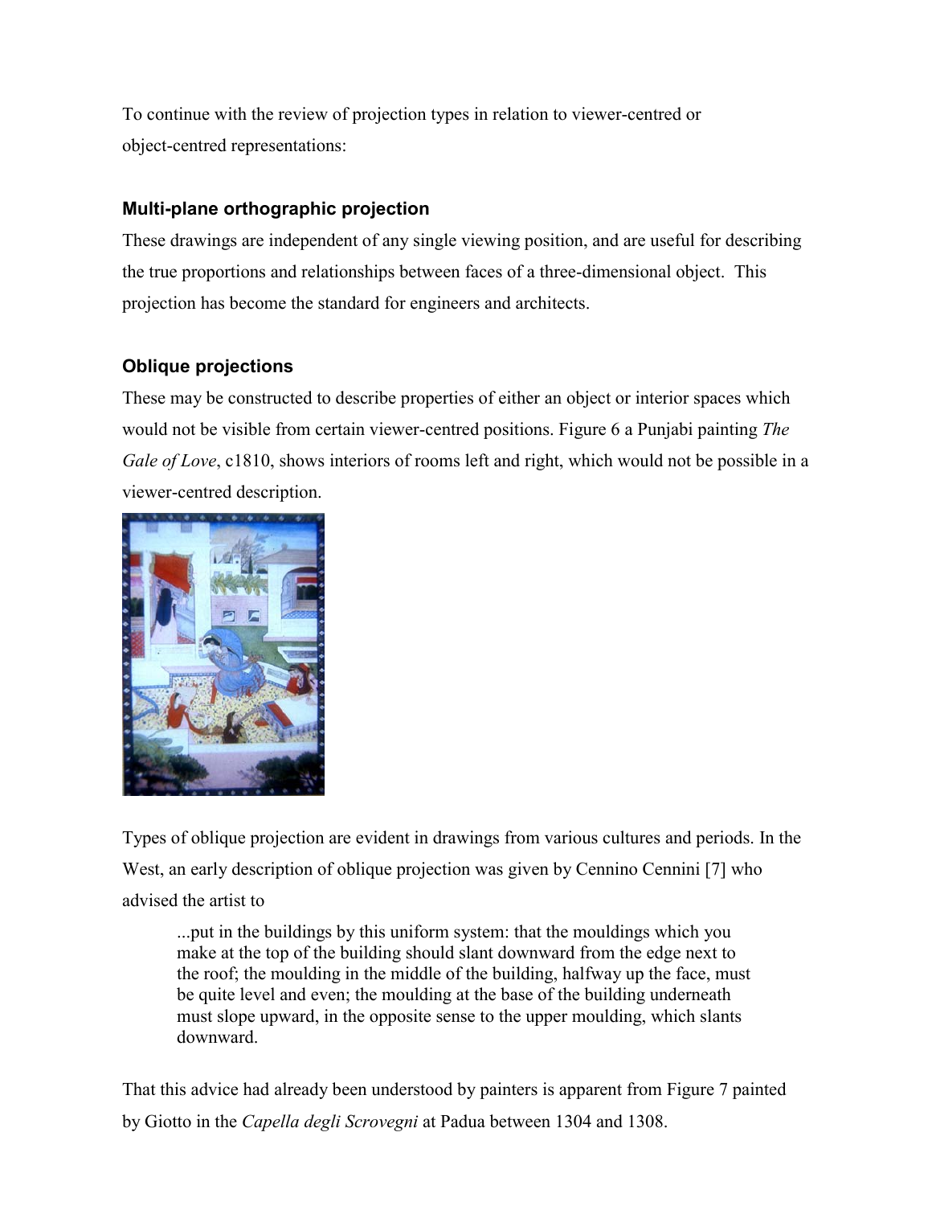To continue with the review of projection types in relation to viewer-centred or object-centred representations:

### Multi-plane orthographic projection

These drawings are independent of any single viewing position, and are useful for describing the true proportions and relationships between faces of a three-dimensional object. This projection has become the standard for engineers and architects.

### Oblique projections

These may be constructed to describe properties of either an object or interior spaces which would not be visible from certain viewer-centred positions. Figure 6 a Punjabi painting *The Gale of Love*, c1810, shows interiors of rooms left and right, which would not be possible in a viewer-centred description.

Types of oblique projection are evident in drawings from various cultures and periods. In the West, an early description of oblique projection was given by Cennino Cennini [7] who advised the artist to

> ...put in the buildings by this uniform system: that the mouldings which you make at the top of the building should slant downward from the edge next to the roof; the moulding in the middle of the building, halfway up the face, must be quite level and even; the moulding at the base of the building underneath must slope upward, in the opposite sense to the upper moulding, which slants downward.

That this advice had already been understood by painters is apparent from Figure 7 painted by Giotto in the *Capella degli Scrovegni* at Padua between 1304 and 1308.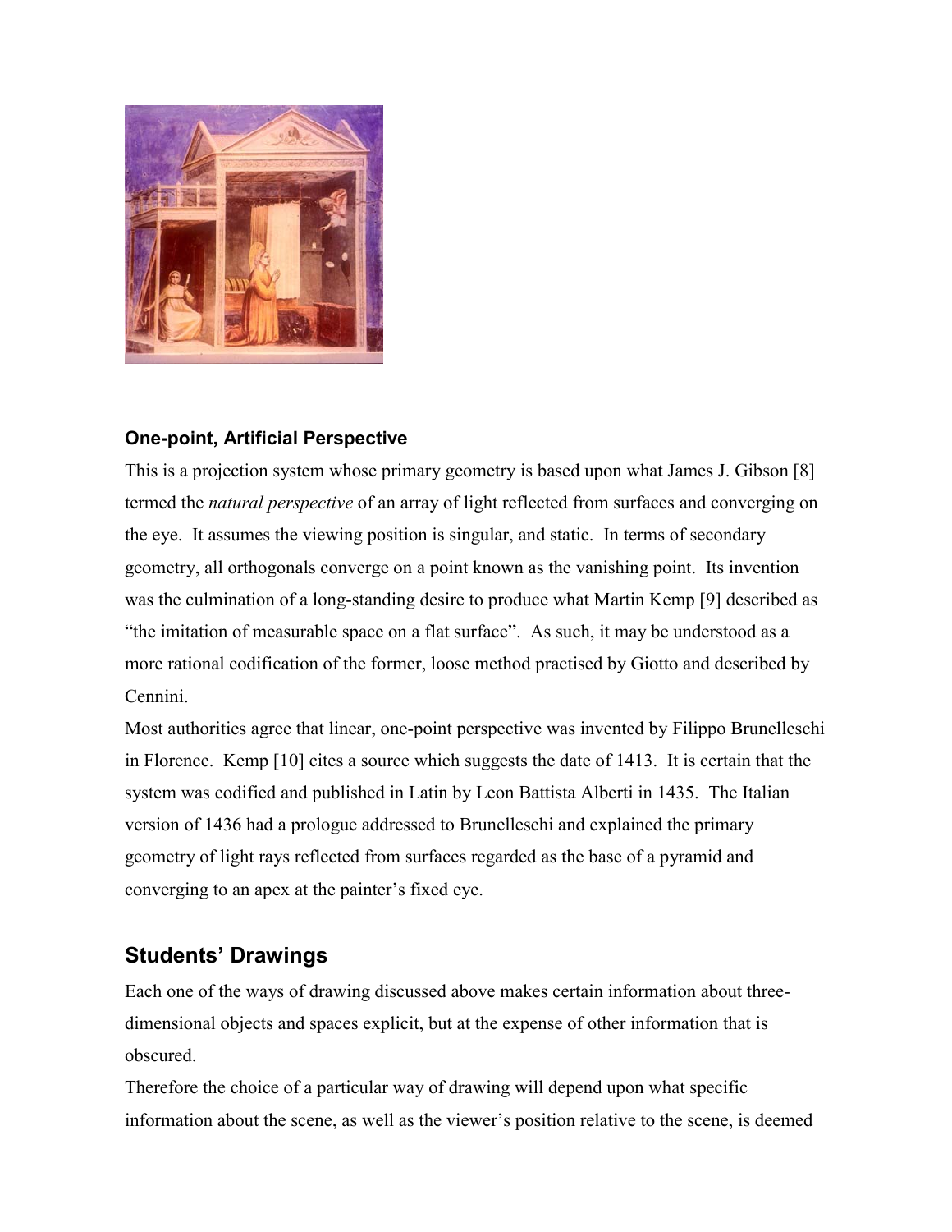### One-point, Artificial Perspective

This is a projection system whose primary geometry is based upon what James J. Gibson [8] termed the *natural perspective* of an array of light reflected from surfaces and converging on the eye. It assumes the viewing position is singular, and static. In terms of secondary geometry, all orthogonals converge on a point known as the vanishing point. Its invention was the culmination of a long-standing desire to produce what Martin Kemp [9] described as "the imitation of measurable space on a flat surface". As such, it may be understood as a more rational codification of the former, loose method practised by Giotto and described by Cennini.

Most authorities agree that linear, one-point perspective was invented by Filippo Brunelleschi in Florence. Kemp [10] cites a source which suggests the date of 1413. It is certain that the system was codified and published in Latin by Leon Battista Alberti in 1435. The Italian version of 1436 had a prologue addressed to Brunelleschi and explained the primary geometry of light rays reflected from surfaces regarded as the base of a pyramid and converging to an apex at the painter's fixed eye.

## Students' Drawings

Each one of the ways of drawing discussed above makes certain information about three-dimensional objects and spaces explicit, but at the expense of other information that is obscured.

Therefore the choice of a particular way of drawing will depend upon what specific information about the scene, as well as the viewer's position relative to the scene, is deemed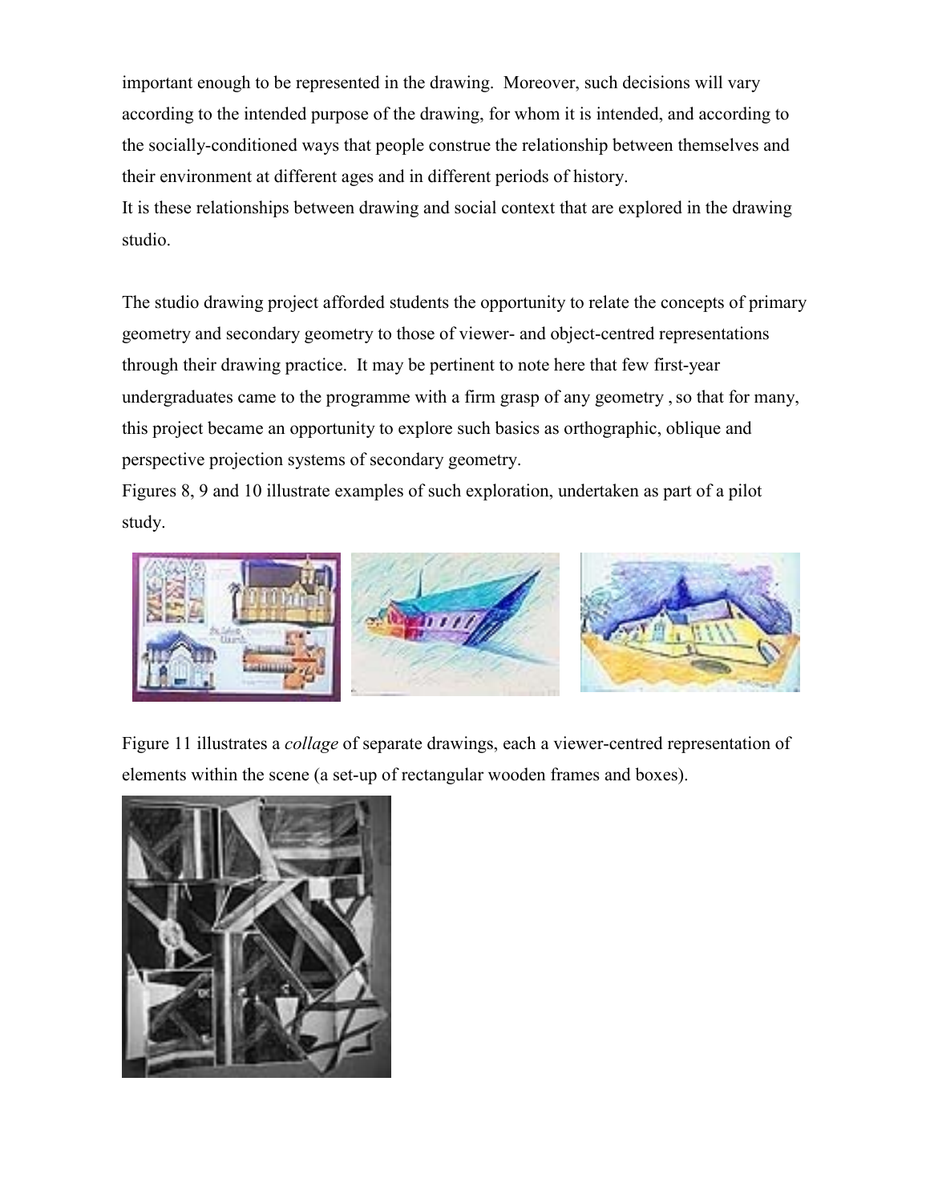important enough to be represented in the drawing. Moreover, such decisions will vary according to the intended purpose of the drawing, for whom it is intended, and according to the socially-conditioned ways that people construe the relationship between themselves and their environment at different ages and in different periods of history.
It is these relationships between drawing and social context that are explored in the drawing studio.

The studio drawing project afforded students the opportunity to relate the concepts of primary geometry and secondary geometry to those of viewer- and object-centred representations through their drawing practice. It may be pertinent to note here that few first-year undergraduates came to the programme with a firm grasp of any geometry , so that for many, this project became an opportunity to explore such basics as orthographic, oblique and perspective projection systems of secondary geometry.
Figures 8, 9 and 10 illustrate examples of such exploration, undertaken as part of a pilot study.

Figure 11 illustrates a *collage* of separate drawings, each a viewer-centred representation of elements within the scene (a set-up of rectangular wooden frames and boxes).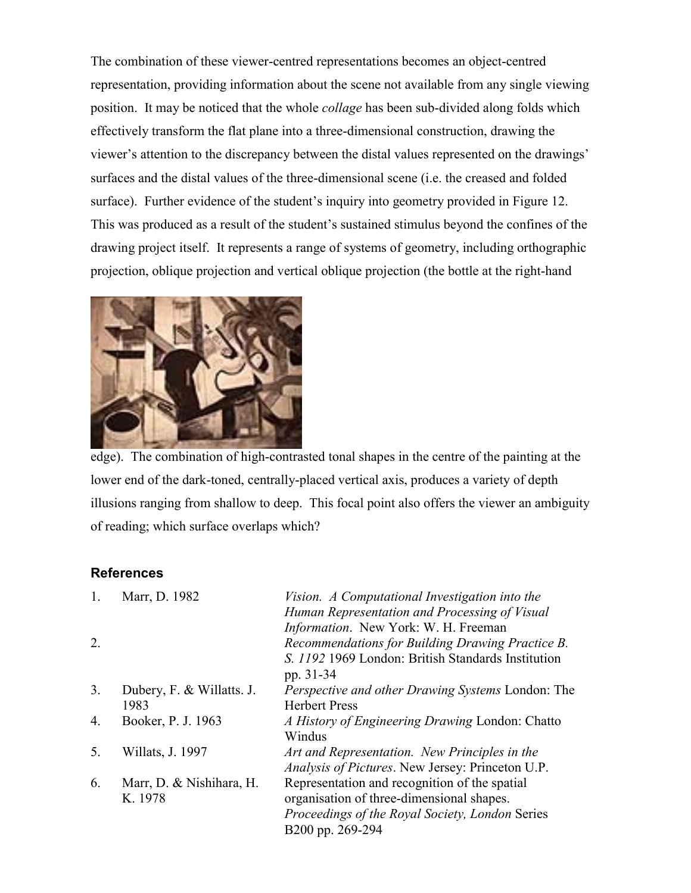The combination of these viewer-centred representations becomes an object-centred representation, providing information about the scene not available from any single viewing position. It may be noticed that the whole *collage* has been sub-divided along folds which effectively transform the flat plane into a three-dimensional construction, drawing the viewer's attention to the discrepancy between the distal values represented on the drawings' surfaces and the distal values of the three-dimensional scene (i.e. the creased and folded surface). Further evidence of the student's inquiry into geometry provided in Figure 12. This was produced as a result of the student's sustained stimulus beyond the confines of the drawing project itself. It represents a range of systems of geometry, including orthographic projection, oblique projection and vertical oblique projection (the bottle at the right-hand edge). The combination of high-contrasted tonal shapes in the centre of the painting at the lower end of the dark-toned, centrally-placed vertical axis, produces a variety of depth illusions ranging from shallow to deep. This focal point also offers the viewer an ambiguity of reading; which surface overlaps which?

### References

| | | |
|---|---|---|
| 1. | Marr, D. 1982 | *Vision. A Computational Investigation into the Human Representation and Processing of Visual Information*. New York: W. H. Freeman |
| 2. | | *Recommendations for Building Drawing Practice B. S. 1192* 1969 London: British Standards Institution pp. 31-34 |
| 3. | Dubery, F. & Willatts. J. 1983 | *Perspective and other Drawing Systems* London: The Herbert Press |
| 4. | Booker, P. J. 1963 | *A History of Engineering Drawing* London: Chatto Windus |
| 5. | Willats, J. 1997 | *Art and Representation. New Principles in the Analysis of Pictures*. New Jersey: Princeton U.P. |
| 6. | Marr, D. & Nishihara, H. K. 1978 | Representation and recognition of the spatial organisation of three-dimensional shapes. *Proceedings of the Royal Society, London* Series B200 pp. 269-294 |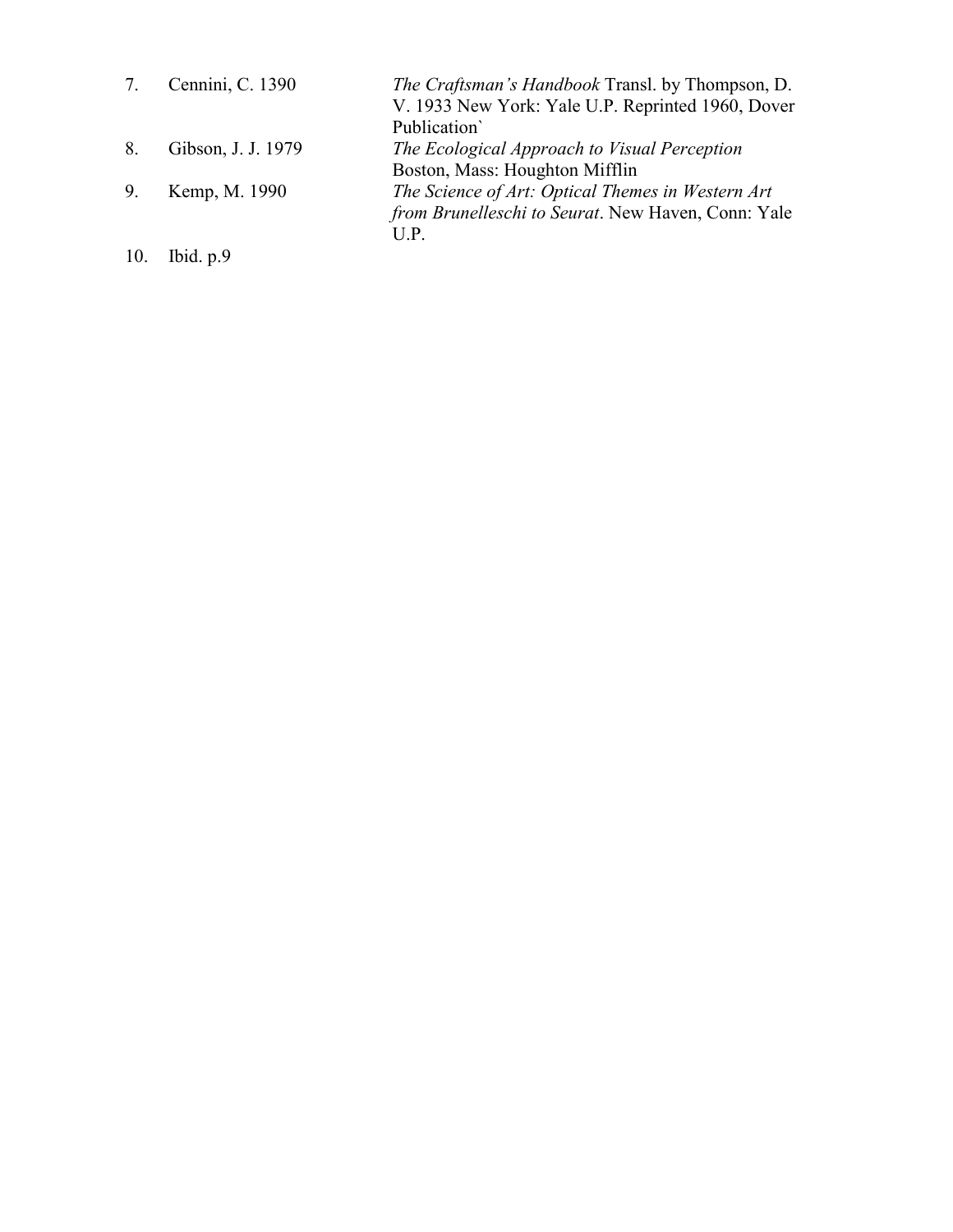7. Cennini, C. 1390 — *The Craftsman's Handbook* Transl. by Thompson, D. V. 1933 New York: Yale U.P. Reprinted 1960, Dover Publication`

8. Gibson, J. J. 1979 — *The Ecological Approach to Visual Perception* Boston, Mass: Houghton Mifflin

9. Kemp, M. 1990 — *The Science of Art: Optical Themes in Western Art from Brunelleschi to Seurat*. New Haven, Conn: Yale U.P.

10. Ibid. p.9